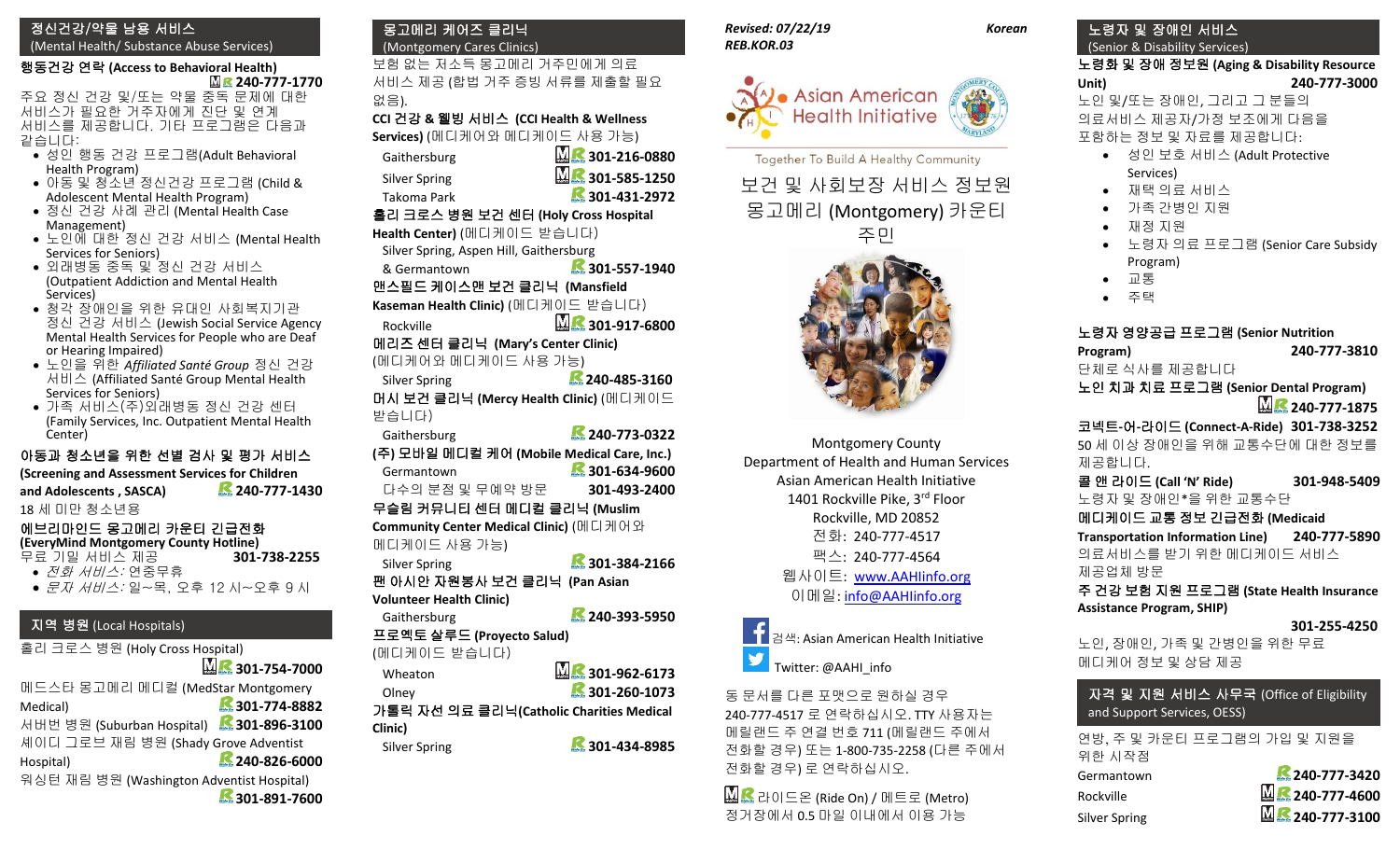## 정신건강/약물 남용 서비스
(Mental Health/ Substance Abuse Services)

**행동건강 연락 (Access to Behavioral Health)** 240-777-1770

주요 정신 건강 및/또는 약물 중독 문제에 대한 서비스가 필요한 거주자에게 진단 및 연계 서비스를 제공합니다. 기타 프로그램은 다음과 같습니다:

- 성인 행동 건강 프로그램(Adult Behavioral Health Program)
- 아동 및 청소년 정신건강 프로그램 (Child & Adolescent Mental Health Program)
- 정신 건강 사례 관리 (Mental Health Case Management)
- 노인에 대한 정신 건강 서비스 (Mental Health Services for Seniors)
- 외래병동 중독 및 정신 건강 서비스 (Outpatient Addiction and Mental Health Services)
- 청각 장애인을 위한 유대인 사회복지기관 정신 건강 서비스 (Jewish Social Service Agency Mental Health Services for People who are Deaf or Hearing Impaired)
- 노인을 위한 *Affiliated Santé Group* 정신 건강 서비스 (Affiliated Santé Group Mental Health Services for Seniors)
- 가족 서비스(주)외래병동 정신 건강 센터 (Family Services, Inc. Outpatient Mental Health Center)

**아동과 청소년을 위한 선별 검사 및 평가 서비스 (Screening and Screening and Assessment Services for Children and Adolescents, SASCA)** 240-777-1430

18 세 미만 청소년용

**에브리마인드 몽고메리 카운티 긴급전화 (EveryMind Montgomery County Hotline)**

무료 기밀 서비스 제공 301-738-2255

- *전화 서비스:* 연중무휴
- *문자 서비스:* 일~목, 오후 12 시~오후 9 시

## 지역 병원 (Local Hospitals)

홀리 크로스 병원 (Holy Cross Hospital) 301-754-7000

메드스타 몽고메리 메디컬 (MedStar Montgomery Medical) 301-774-8882

서버번 병원 (Suburban Hospital) 301-896-3100

셰이디 그로브 재림 병원 (Shady Grove Adventist Hospital) 240-826-6000

워싱턴 재림 병원 (Washington Adventist Hospital) 301-891-7600

## 몽고메리 케어즈 클리닉
(Montgomery Cares Clinics)

보험 없는 저소득 몽고메리 거주민에게 의료 서비스 제공 (합법 거주 증빙 서류를 제출할 필요 없음).

**CCI 건강 & 웰빙 서비스 (CCI Health & Wellness Services)** (메디케어와 메디케이드 사용 가능)

- Gaithersburg 301-216-0880
- Silver Spring 301-585-1250
- Takoma Park 301-431-2972

**홀리 크로스 병원 보건 센터 (Holy Cross Hospital Health Center)** (메디케이드 받습니다)

- Silver Spring, Aspen Hill, Gaithersburg & Germantown 301-557-1940

**맨스필드 케이스맨 보건 클리닉 (Mansfield Kaseman Health Clinic)** (메디케이드 받습니다)

- Rockville 301-917-6800

**메리즈 센터 클리닉 (Mary's Center Clinic)** (메디케어와 메디케이드 사용 가능)

- Silver Spring 240-485-3160

**머시 보건 클리닉 (Mercy Health Clinic)** (메디케이드 받습니다)

- Gaithersburg 240-773-0322

**(주) 모바일 메디컬 케어 (Mobile Medical Care, Inc.)**

- Germantown 301-634-9600
- 다수의 분점 및 무예약 방문 301-493-2400

**무슬림 커뮤니티 센터 메디컬 클리닉 (Muslim Community Center Medical Clinic)** (메디케어와 메디케이드 사용 가능)

- Silver Spring 301-384-2166

**팬 아시안 자원봉사 보건 클리닉 (Pan Asian Volunteer Health Clinic)**

- Gaithersburg 240-393-5950

**프로옉토 살루드 (Proyecto Salud)** (메디케이드 받습니다)

- Wheaton 301-962-6173
- Olney 301-260-1073

**가톨릭 자선 의료 클리닉(Catholic Charities Medical Clinic)**

- Silver Spring 301-434-8985

*Revised: 07/22/19*
*REB.KOR.03*
Korean

Asian American Health Initiative

Together To Build A Healthy Community

# 보건 및 사회보장 서비스 정보원 몽고메리 (Montgomery) 카운티 주민

Montgomery County
Department of Health and Human Services
Asian American Health Initiative
1401 Rockville Pike, 3rd Floor
Rockville, MD 20852
전화: 240-777-4517
팩스: 240-777-4564
웹사이트: www.AAHIinfo.org
이메일: info@AAHIinfo.org

검색: Asian American Health Initiative

Twitter: @AAHI_info

동 문서를 다른 포맷으로 원하실 경우 240-777-4517 로 연락하십시오. TTY 사용자는 메릴랜드 주 연결 번호 711 (메릴랜드 주에서 전화할 경우) 또는 1-800-735-2258 (다른 주에서 전화할 경우) 로 연락하십시오.

라이드온 (Ride On) / 메트로 (Metro) 정거장에서 0.5 마일 이내에서 이용 가능

## 노령자 및 장애인 서비스
(Senior & Disability Services)

**노령화 및 장애 정보원 (Aging & Disability Resource Unit)** 240-777-3000

노인 및/또는 장애인, 그리고 그 분들의 의료서비스 제공자/가정 보조에게 다음을 포함하는 정보 및 자료를 제공합니다:

- 성인 보호 서비스 (Adult Protective Services)
- 재택 의료 서비스
- 가족 간병인 지원
- 재정 지원
- 노령자 의료 프로그램 (Senior Care Subsidy Program)
- 교통
- 주택

**노령자 영양공급 프로그램 (Senior Nutrition Program)** 240-777-3810

단체로 식사를 제공합니다

**노인 치과 치료 프로그램 (Senior Dental Program)** 240-777-1875

**코넥트-어-라이드 (Connect-A-Ride)** 301-738-3252

50 세 이상 장애인을 위해 교통수단에 대한 정보를 제공합니다.

**콜 앤 라이드 (Call 'N' Ride)** 301-948-5409

노령자 및 장애인*을 위한 교통수단

**메디케이드 교통 정보 긴급전화 (Medicaid Transportation Information Line)** 240-777-5890

의료서비스를 받기 위한 메디케이드 서비스 제공업체 방문

**주 건강 보험 지원 프로그램 (State Health Insurance Assistance Program, SHIP)** 301-255-4250

노인, 장애인, 가족 및 간병인을 위한 무료 메디케어 정보 및 상담 제공

## 자격 및 지원 서비스 사무국 (Office of Eligibility and Support Services, OESS)

연방, 주 및 카운티 프로그램의 가입 및 지원을 위한 시작점

- Germantown 240-777-3420
- Rockville 240-777-4600
- Silver Spring 240-777-3100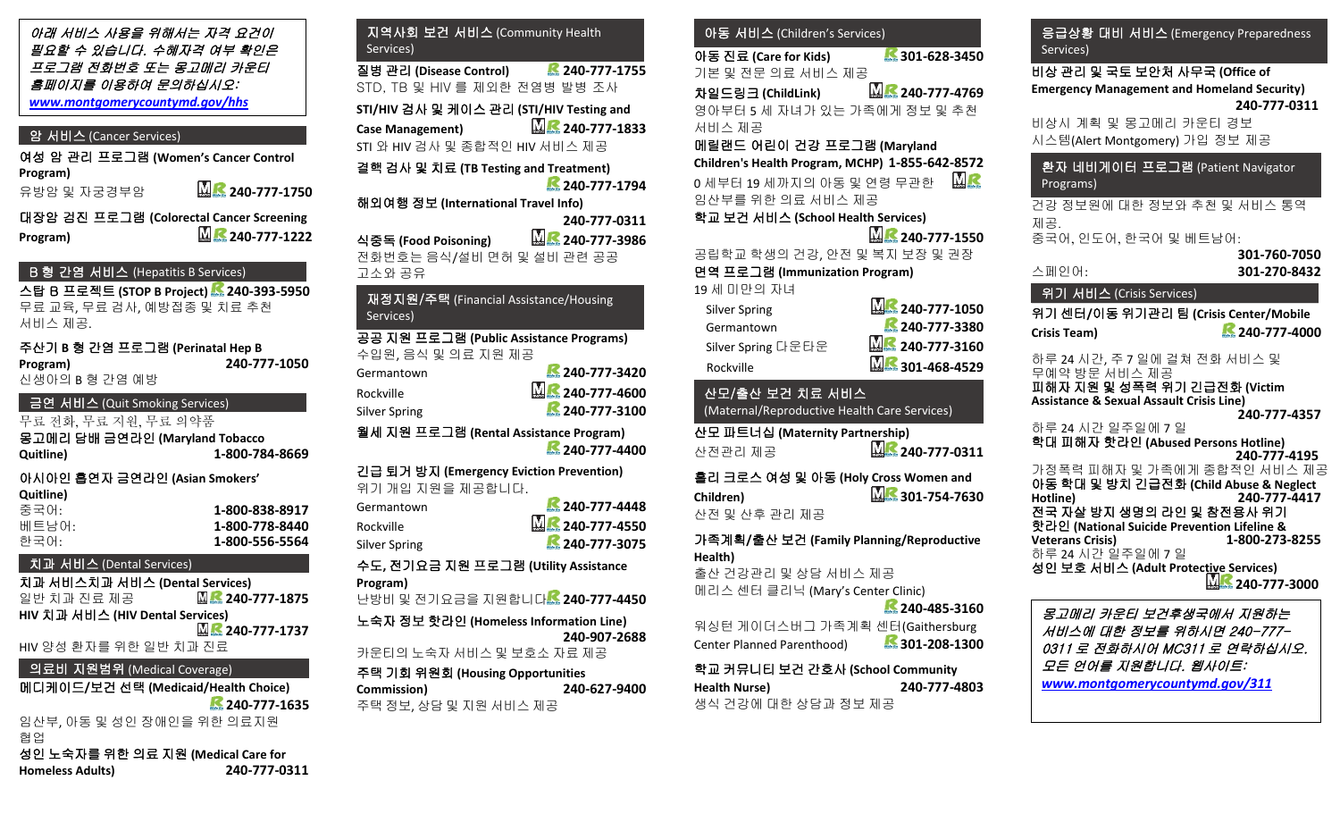*아래 서비스 사용을 위해서는 자격 요건이 필요할 수 있습니다. 수혜자격 여부 확인은 프로그램 전화번호 또는 몽고메리 카운티 홈페이지를 이용하여 문의하십시오: www.montgomerycountymd.gov/hhs*

## 암 서비스 (Cancer Services)

**여성 암 관리 프로그램 (Women's Cancer Control Program)**
유방암 및 자궁경부암 **240-777-1750**

**대장암 검진 프로그램 (Colorectal Cancer Screening Program)** **240-777-1222**

## B 형 간염 서비스 (Hepatitis B Services)

**스탑 B 프로젝트 (STOP B Project)** **240-393-5950**
무료 교육, 무료 검사, 예방접종 및 치료 추천 서비스 제공.

**주산기 B 형 간염 프로그램 (Perinatal Hep B Program)** **240-777-1050**
신생아의 B 형 간염 예방

## 금연 서비스 (Quit Smoking Services)

무료 전화, 무료 지원, 무료 의약품

**몽고메리 담배 금연라인 (Maryland Tobacco Quitline)** **1-800-784-8669**

**아시아인 흡연자 금연라인 (Asian Smokers' Quitline)**
중국어: **1-800-838-8917**
베트남어: **1-800-778-8440**
한국어: **1-800-556-5564**

## 치과 서비스 (Dental Services)

**치과 서비스치과 서비스 (Dental Services)**
일반 치과 진료 제공 **240-777-1875**

**HIV 치과 서비스 (HIV Dental Services)** **240-777-1737**
HIV 양성 환자를 위한 일반 치과 진료

## 의료비 지원범위 (Medical Coverage)

**메디케이드/보건 선택 (Medicaid/Health Choice)** **240-777-1635**
임산부, 아동 및 성인 장애인을 위한 의료지원 협업

**성인 노숙자를 위한 의료 지원 (Medical Care for Homeless Adults)** **240-777-0311**

## 지역사회 보건 서비스 (Community Health Services)

**질병 관리 (Disease Control)** **240-777-1755**
STD, TB 및 HIV 를 제외한 전염병 발병 조사

**STI/HIV 검사 및 케이스 관리 (STI/HIV Testing and Case Management)** **240-777-1833**
STI 와 HIV 검사 및 종합적인 HIV 서비스 제공

**결핵 검사 및 치료 (TB Testing and Treatment)** **240-777-1794**

**해외여행 정보 (International Travel Info)** **240-777-0311**

**식중독 (Food Poisoning)** **240-777-3986**
전화번호는 음식/설비 면허 및 설비 관련 공공 고소와 공유

## 재정지원/주택 (Financial Assistance/Housing Services)

**공공 지원 프로그램 (Public Assistance Programs)**
수입원, 음식 및 의료 지원 제공
Germantown **240-777-3420**
Rockville **240-777-4600**
Silver Spring **240-777-3100**

**월세 지원 프로그램 (Rental Assistance Program)** **240-777-4400**

**긴급 퇴거 방지 (Emergency Eviction Prevention)**
위기 개입 지원을 제공합니다.
Germantown **240-777-4448**
Rockville **240-777-4550**
Silver Spring **240-777-3075**

**수도, 전기요금 지원 프로그램 (Utility Assistance Program)**
난방비 및 전기요금을 지원합니다 **240-777-4450**

**노숙자 정보 핫라인 (Homeless Information Line)** **240-907-2688**
카운티의 노숙자 서비스 및 보호소 자료 제공

**주택 기회 위원회 (Housing Opportunities Commission)** **240-627-9400**
주택 정보, 상담 및 지원 서비스 제공

## 아동 서비스 (Children's Services)

**아동 진료 (Care for Kids)** **301-628-3450**
기본 및 전문 의료 서비스 제공

**차일드링크 (ChildLink)** **240-777-4769**
영아부터 5 세 자녀가 있는 가족에게 정보 및 추천 서비스 제공

**메릴랜드 어린이 건강 프로그램 (Maryland Children's Health Program, MCHP)** **1-855-642-8572**
0 세부터 19 세까지의 아동 및 연령 무관한 임산부를 위한 의료 서비스 제공

**학교 보건 서비스 (School Health Services)** **240-777-1550**
공립학교 학생의 건강, 안전 및 복지 보장 및 권장

**면역 프로그램 (Immunization Program)**
19 세 미만의 자녀
Silver Spring **240-777-1050**
Germantown **240-777-3380**
Silver Spring 다운타운 **240-777-3160**
Rockville **301-468-4529**

## 산모/출산 보건 치료 서비스 (Maternal/Reproductive Health Care Services)

**산모 파트너십 (Maternity Partnership)**
산전관리 제공 **240-777-0311**

**홀리 크로스 여성 및 아동 (Holy Cross Women and Children)** **301-754-7630**
산전 및 산후 관리 제공

**가족계획/출산 보건 (Family Planning/Reproductive Health)**
출산 건강관리 및 상담 서비스 제공
메리스 센터 클리닉 (Mary's Center Clinic) **240-485-3160**
워싱턴 게이더스버그 가족계획 센터(Gaithersburg Center Planned Parenthood) **301-208-1300**

**학교 커뮤니티 보건 간호사 (School Community Health Nurse)** **240-777-4803**
생식 건강에 대한 상담과 정보 제공

## 응급상황 대비 서비스 (Emergency Preparedness Services)

**비상 관리 및 국토 보안처 사무국 (Office of Emergency Management and Homeland Security)** **240-777-0311**
비상시 계획 및 몽고메리 카운티 경보 시스템(Alert Montgomery) 가입 정보 제공

## 환자 네비게이터 프로그램 (Patient Navigator Programs)

건강 정보원에 대한 정보와 추천 및 서비스 통역 제공.
중국어, 인도어, 한국어 및 베트남어: **301-760-7050**
스페인어: **301-270-8432**

## 위기 서비스 (Crisis Services)

**위기 센터/이동 위기관리 팀 (Crisis Center/Mobile Crisis Team)** **240-777-4000**
하루 24 시간, 주 7 일에 걸쳐 전화 서비스 및 무예약 방문 서비스 제공

**피해자 지원 및 성폭력 위기 긴급전화 (Victim Assistance & Sexual Assault Crisis Line)** **240-777-4357**
하루 24 시간 일주일에 7 일

**학대 피해자 핫라인 (Abused Persons Hotline)** **240-777-4195**
가정폭력 피해자 및 가족에게 종합적인 서비스 제공

**아동 학대 및 방치 긴급전화 (Child Abuse & Neglect Hotline)** **240-777-4417**

**전국 자살 방지 생명의 라인 및 참전용사 위기 핫라인 (National Suicide Prevention Lifeline & Veterans Crisis)** **1-800-273-8255**
하루 24 시간 일주일에 7 일

**성인 보호 서비스 (Adult Protective Services)** **240-777-3000**

*몽고메리 카운티 보건후생국에서 지원하는 서비스에 대한 정보를 위하시면 240-777-0311 로 전화하시어 MC311 로 연락하십시오. 모든 언어를 지원합니다. 웹사이트: www.montgomerycountymd.gov/311*